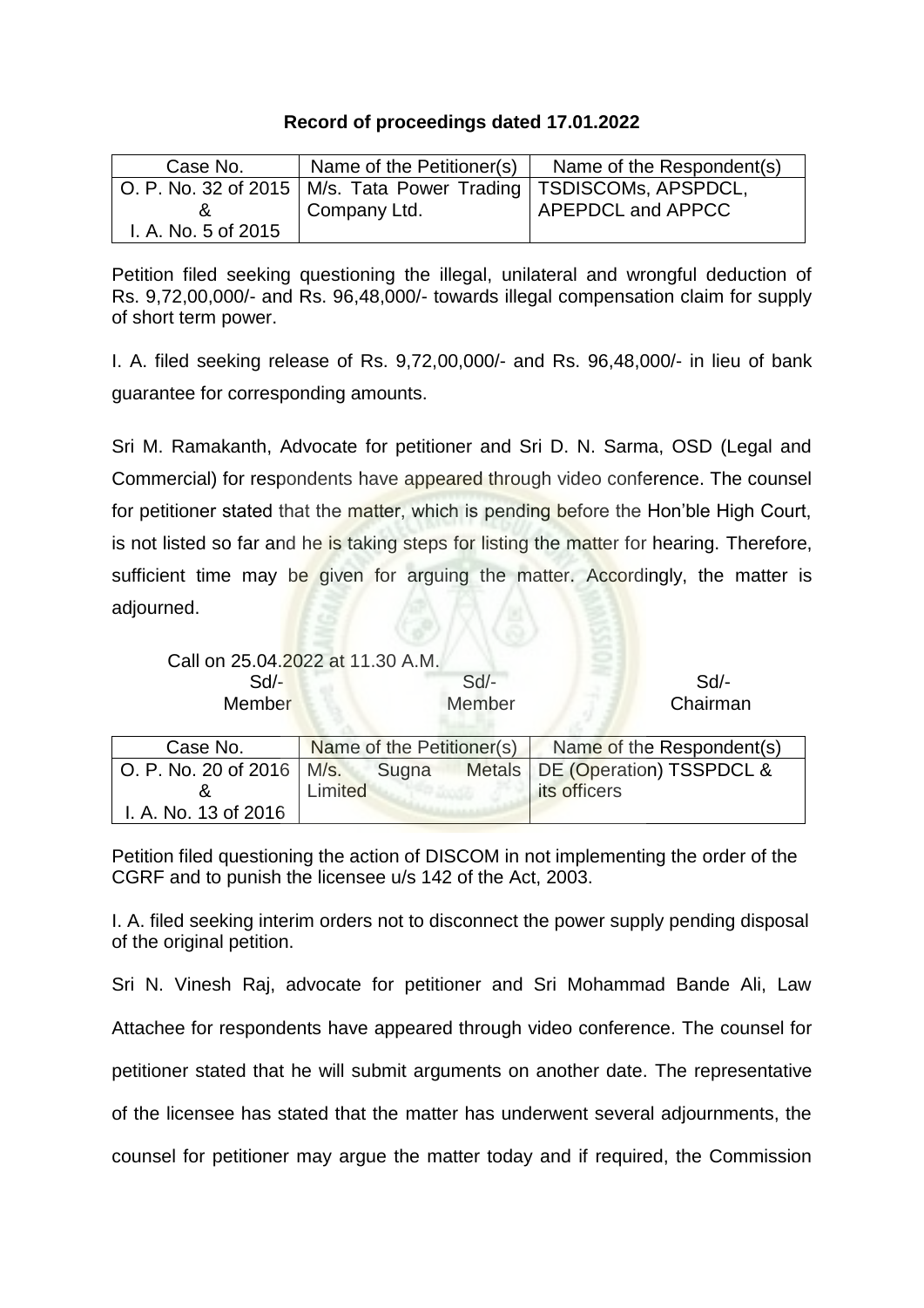**Record of proceedings dated 17.01.2022**

| Case No. | Name of the Petitioner(s) | Name of the Respondent(s) |
|---|---|---|
| O. P. No. 32 of 2015 & I. A. No. 5 of 2015 | M/s. Tata Power Trading Company Ltd. | TSDISCOMs, APSPDCL, APEPDCL and APPCC |

Petition filed seeking questioning the illegal, unilateral and wrongful deduction of Rs. 9,72,00,000/- and Rs. 96,48,000/- towards illegal compensation claim for supply of short term power.

I. A. filed seeking release of Rs. 9,72,00,000/- and Rs. 96,48,000/- in lieu of bank guarantee for corresponding amounts.

Sri M. Ramakanth, Advocate for petitioner and Sri D. N. Sarma, OSD (Legal and Commercial) for respondents have appeared through video conference. The counsel for petitioner stated that the matter, which is pending before the Hon'ble High Court, is not listed so far and he is taking steps for listing the matter for hearing. Therefore, sufficient time may be given for arguing the matter. Accordingly, the matter is adjourned.

Call on 25.04.2022 at 11.30 A.M.

| Sd/- | Sd/- | Sd/- |
|---|---|---|
| Member | Member | Chairman |

| Case No. | Name of the Petitioner(s) | Name of the Respondent(s) |
|---|---|---|
| O. P. No. 20 of 2016 & I. A. No. 13 of 2016 | M/s. Sugna Metals Limited | DE (Operation) TSSPDCL & its officers |

Petition filed questioning the action of DISCOM in not implementing the order of the CGRF and to punish the licensee u/s 142 of the Act, 2003.

I. A. filed seeking interim orders not to disconnect the power supply pending disposal of the original petition.

Sri N. Vinesh Raj, advocate for petitioner and Sri Mohammad Bande Ali, Law Attachee for respondents have appeared through video conference. The counsel for petitioner stated that he will submit arguments on another date. The representative of the licensee has stated that the matter has underwent several adjournments, the counsel for petitioner may argue the matter today and if required, the Commission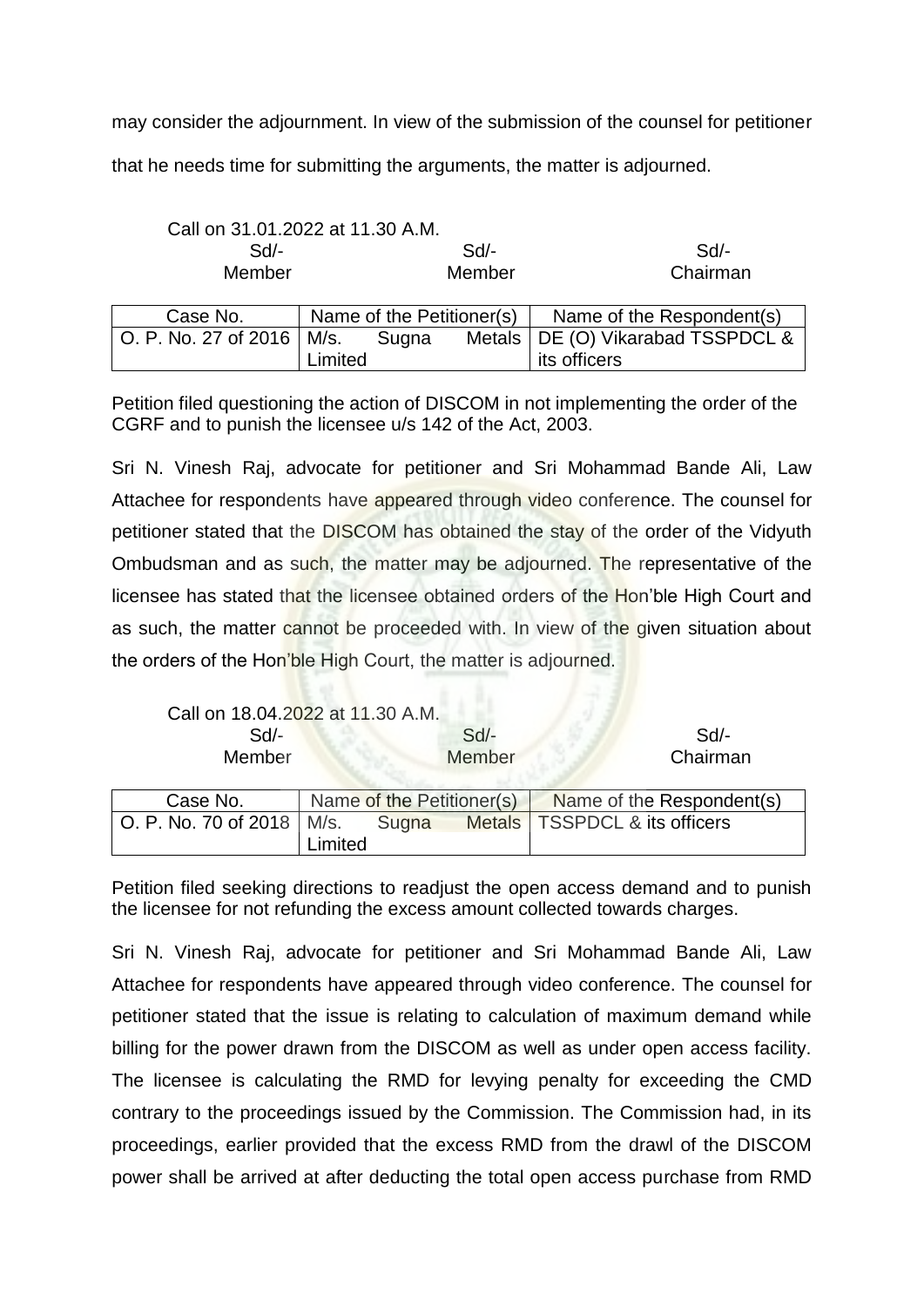may consider the adjournment. In view of the submission of the counsel for petitioner that he needs time for submitting the arguments, the matter is adjourned.

Call on 31.01.2022 at 11.30 A.M.

| Sd/- | Sd/- | Sd/- |
|---|---|---|
| Member | Member | Chairman |

| Case No. | Name of the Petitioner(s) | Name of the Respondent(s) |
|---|---|---|
| O. P. No. 27 of 2016 | M/s. Sugna Metals Limited | DE (O) Vikarabad TSSPDCL & its officers |

Petition filed questioning the action of DISCOM in not implementing the order of the CGRF and to punish the licensee u/s 142 of the Act, 2003.

Sri N. Vinesh Raj, advocate for petitioner and Sri Mohammad Bande Ali, Law Attachee for respondents have appeared through video conference. The counsel for petitioner stated that the DISCOM has obtained the stay of the order of the Vidyuth Ombudsman and as such, the matter may be adjourned. The representative of the licensee has stated that the licensee obtained orders of the Hon'ble High Court and as such, the matter cannot be proceeded with. In view of the given situation about the orders of the Hon'ble High Court, the matter is adjourned.

Call on 18.04.2022 at 11.30 A.M.

| Sd/- | Sd/- | Sd/- |
|---|---|---|
| Member | Member | Chairman |

| Case No. | Name of the Petitioner(s) | Name of the Respondent(s) |
|---|---|---|
| O. P. No. 70 of 2018 | M/s. Sugna Metals Limited | TSSPDCL & its officers |

Petition filed seeking directions to readjust the open access demand and to punish the licensee for not refunding the excess amount collected towards charges.

Sri N. Vinesh Raj, advocate for petitioner and Sri Mohammad Bande Ali, Law Attachee for respondents have appeared through video conference. The counsel for petitioner stated that the issue is relating to calculation of maximum demand while billing for the power drawn from the DISCOM as well as under open access facility. The licensee is calculating the RMD for levying penalty for exceeding the CMD contrary to the proceedings issued by the Commission. The Commission had, in its proceedings, earlier provided that the excess RMD from the drawl of the DISCOM power shall be arrived at after deducting the total open access purchase from RMD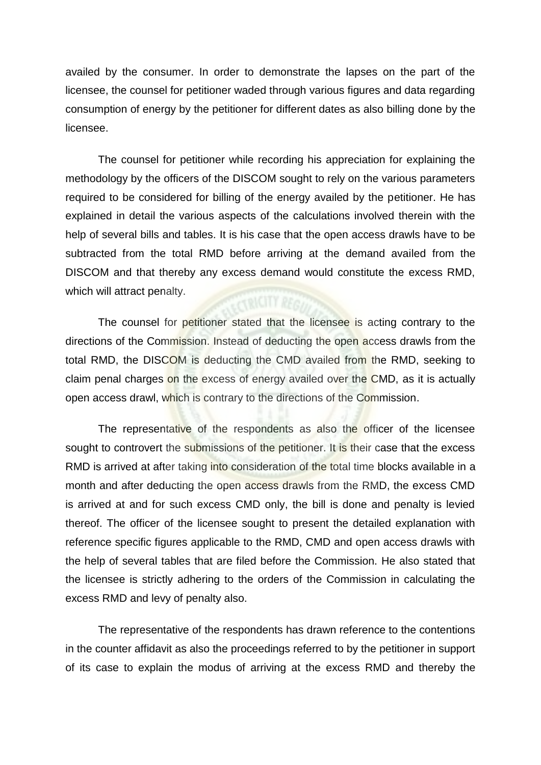availed by the consumer. In order to demonstrate the lapses on the part of the licensee, the counsel for petitioner waded through various figures and data regarding consumption of energy by the petitioner for different dates as also billing done by the licensee.

The counsel for petitioner while recording his appreciation for explaining the methodology by the officers of the DISCOM sought to rely on the various parameters required to be considered for billing of the energy availed by the petitioner. He has explained in detail the various aspects of the calculations involved therein with the help of several bills and tables. It is his case that the open access drawls have to be subtracted from the total RMD before arriving at the demand availed from the DISCOM and that thereby any excess demand would constitute the excess RMD, which will attract penalty.

The counsel for petitioner stated that the licensee is acting contrary to the directions of the Commission. Instead of deducting the open access drawls from the total RMD, the DISCOM is deducting the CMD availed from the RMD, seeking to claim penal charges on the excess of energy availed over the CMD, as it is actually open access drawl, which is contrary to the directions of the Commission.

The representative of the respondents as also the officer of the licensee sought to controvert the submissions of the petitioner. It is their case that the excess RMD is arrived at after taking into consideration of the total time blocks available in a month and after deducting the open access drawls from the RMD, the excess CMD is arrived at and for such excess CMD only, the bill is done and penalty is levied thereof. The officer of the licensee sought to present the detailed explanation with reference specific figures applicable to the RMD, CMD and open access drawls with the help of several tables that are filed before the Commission. He also stated that the licensee is strictly adhering to the orders of the Commission in calculating the excess RMD and levy of penalty also.

The representative of the respondents has drawn reference to the contentions in the counter affidavit as also the proceedings referred to by the petitioner in support of its case to explain the modus of arriving at the excess RMD and thereby the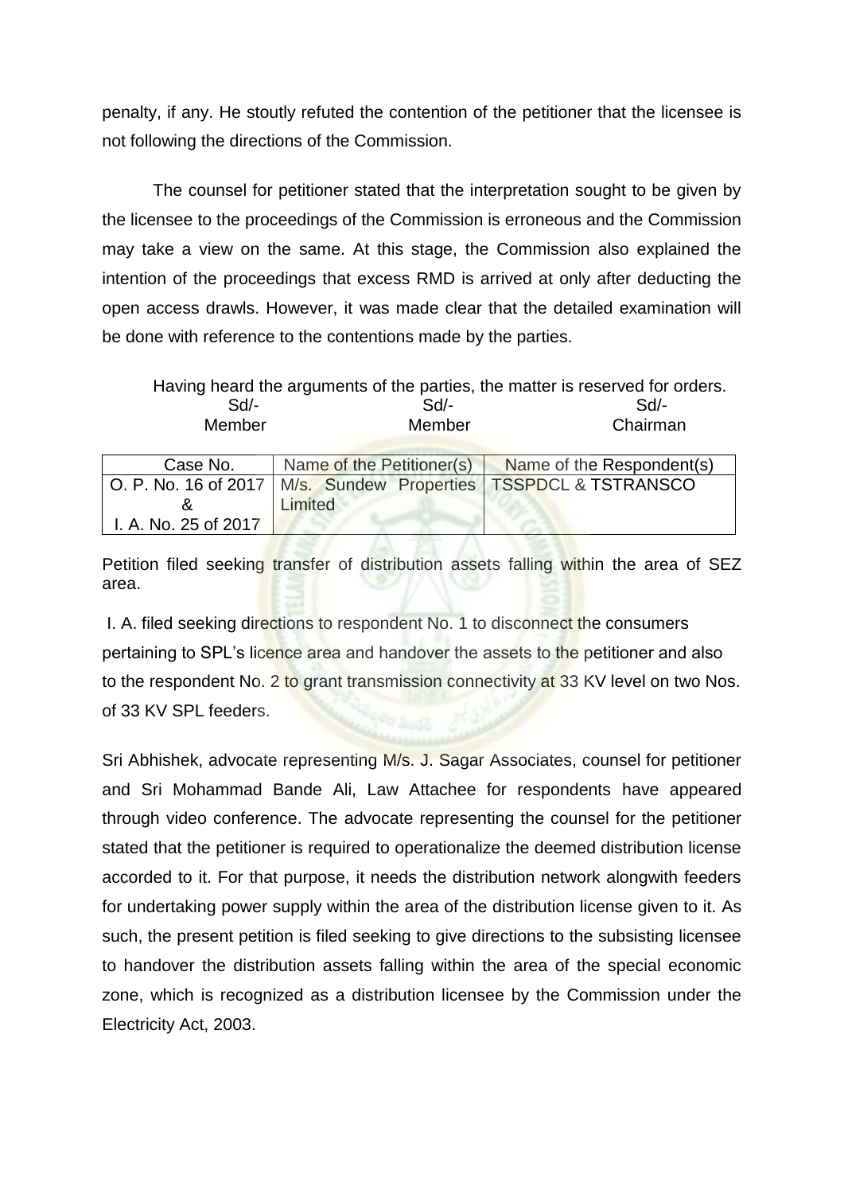penalty, if any. He stoutly refuted the contention of the petitioner that the licensee is not following the directions of the Commission.

The counsel for petitioner stated that the interpretation sought to be given by the licensee to the proceedings of the Commission is erroneous and the Commission may take a view on the same. At this stage, the Commission also explained the intention of the proceedings that excess RMD is arrived at only after deducting the open access drawls. However, it was made clear that the detailed examination will be done with reference to the contentions made by the parties.

Having heard the arguments of the parties, the matter is reserved for orders.

| Sd/- | Sd/- | Sd/- |
|---|---|---|
| Member | Member | Chairman |

| Case No. | Name of the Petitioner(s) | Name of the Respondent(s) |
|---|---|---|
| O. P. No. 16 of 2017 & I. A. No. 25 of 2017 | M/s. Sundew Properties Limited | TSSPDCL & TSTRANSCO |

Petition filed seeking transfer of distribution assets falling within the area of SEZ area.

I. A. filed seeking directions to respondent No. 1 to disconnect the consumers pertaining to SPL's licence area and handover the assets to the petitioner and also to the respondent No. 2 to grant transmission connectivity at 33 KV level on two Nos. of 33 KV SPL feeders.

Sri Abhishek, advocate representing M/s. J. Sagar Associates, counsel for petitioner and Sri Mohammad Bande Ali, Law Attachee for respondents have appeared through video conference. The advocate representing the counsel for the petitioner stated that the petitioner is required to operationalize the deemed distribution license accorded to it. For that purpose, it needs the distribution network alongwith feeders for undertaking power supply within the area of the distribution license given to it. As such, the present petition is filed seeking to give directions to the subsisting licensee to handover the distribution assets falling within the area of the special economic zone, which is recognized as a distribution licensee by the Commission under the Electricity Act, 2003.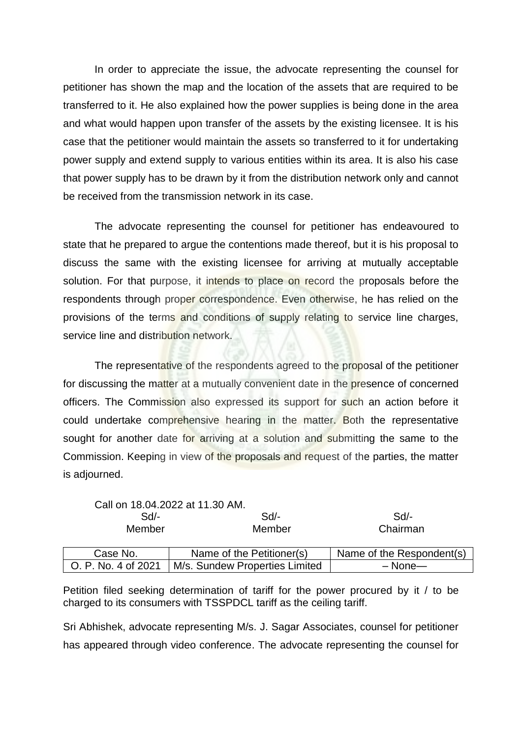In order to appreciate the issue, the advocate representing the counsel for petitioner has shown the map and the location of the assets that are required to be transferred to it. He also explained how the power supplies is being done in the area and what would happen upon transfer of the assets by the existing licensee. It is his case that the petitioner would maintain the assets so transferred to it for undertaking power supply and extend supply to various entities within its area. It is also his case that power supply has to be drawn by it from the distribution network only and cannot be received from the transmission network in its case.

The advocate representing the counsel for petitioner has endeavoured to state that he prepared to argue the contentions made thereof, but it is his proposal to discuss the same with the existing licensee for arriving at mutually acceptable solution. For that purpose, it intends to place on record the proposals before the respondents through proper correspondence. Even otherwise, he has relied on the provisions of the terms and conditions of supply relating to service line charges, service line and distribution network.

The representative of the respondents agreed to the proposal of the petitioner for discussing the matter at a mutually convenient date in the presence of concerned officers. The Commission also expressed its support for such an action before it could undertake comprehensive hearing in the matter. Both the representative sought for another date for arriving at a solution and submitting the same to the Commission. Keeping in view of the proposals and request of the parties, the matter is adjourned.

Call on 18.04.2022 at 11.30 AM.

| Sd/- | Sd/- | Sd/- |
|---|---|---|
| Member | Member | Chairman |

| Case No. | Name of the Petitioner(s) | Name of the Respondent(s) |
|---|---|---|
| O. P. No. 4 of 2021 | M/s. Sundew Properties Limited | – None— |

Petition filed seeking determination of tariff for the power procured by it / to be charged to its consumers with TSSPDCL tariff as the ceiling tariff.

Sri Abhishek, advocate representing M/s. J. Sagar Associates, counsel for petitioner has appeared through video conference. The advocate representing the counsel for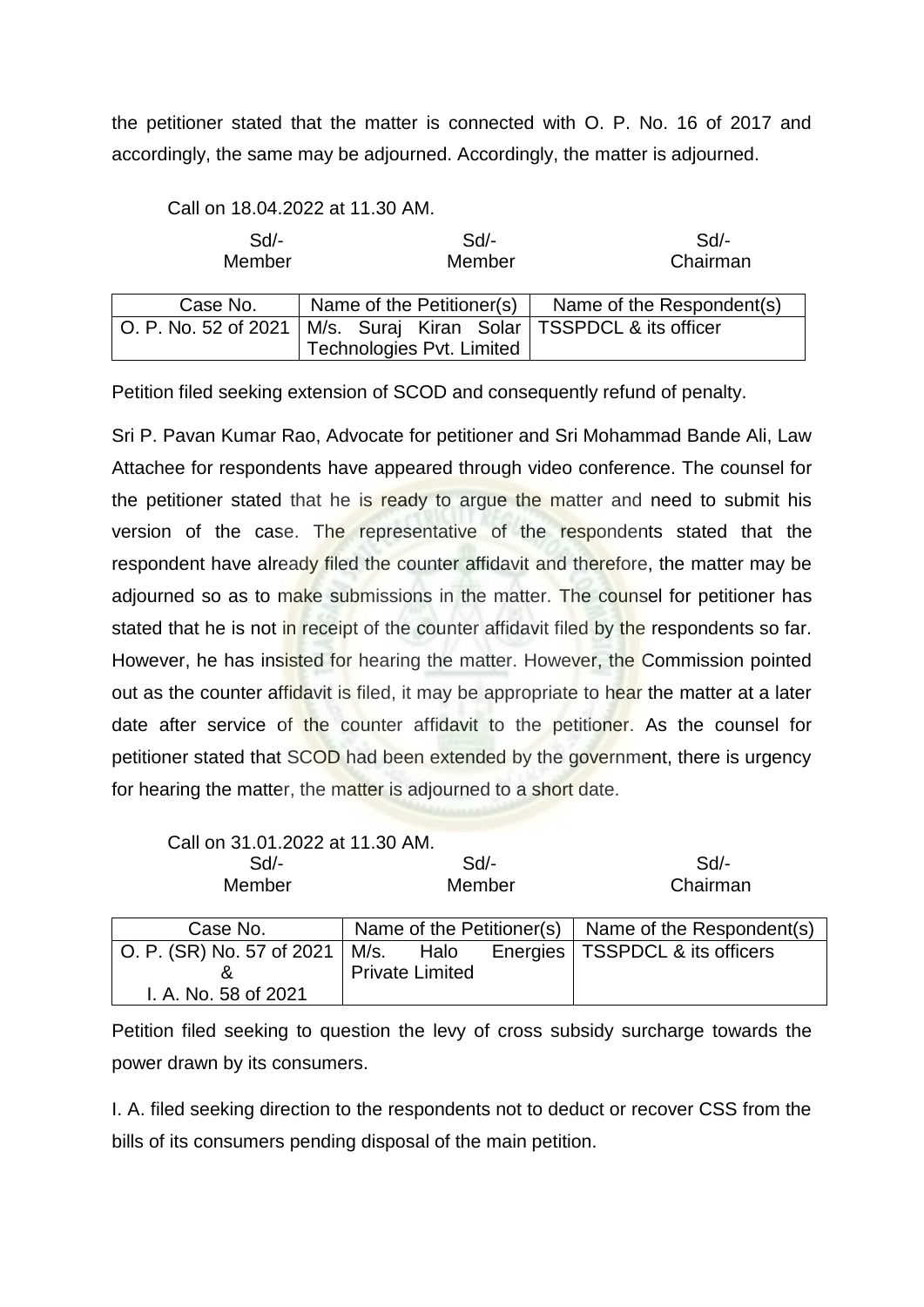the petitioner stated that the matter is connected with O. P. No. 16 of 2017 and accordingly, the same may be adjourned. Accordingly, the matter is adjourned.

Call on 18.04.2022 at 11.30 AM.

| Sd/- | Sd/- | Sd/- |
|---|---|---|
| Member | Member | Chairman |

| Case No. | Name of the Petitioner(s) | Name of the Respondent(s) |
|---|---|---|
| O. P. No. 52 of 2021 | M/s. Suraj Kiran Solar Technologies Pvt. Limited | TSSPDCL & its officer |

Petition filed seeking extension of SCOD and consequently refund of penalty.

Sri P. Pavan Kumar Rao, Advocate for petitioner and Sri Mohammad Bande Ali, Law Attachee for respondents have appeared through video conference. The counsel for the petitioner stated that he is ready to argue the matter and need to submit his version of the case. The representative of the respondents stated that the respondent have already filed the counter affidavit and therefore, the matter may be adjourned so as to make submissions in the matter. The counsel for petitioner has stated that he is not in receipt of the counter affidavit filed by the respondents so far. However, he has insisted for hearing the matter. However, the Commission pointed out as the counter affidavit is filed, it may be appropriate to hear the matter at a later date after service of the counter affidavit to the petitioner. As the counsel for petitioner stated that SCOD had been extended by the government, there is urgency for hearing the matter, the matter is adjourned to a short date.

Call on 31.01.2022 at 11.30 AM.

| Sd/- | Sd/- | Sd/- |
|---|---|---|
| Member | Member | Chairman |

| Case No. | Name of the Petitioner(s) | Name of the Respondent(s) |
|---|---|---|
| O. P. (SR) No. 57 of 2021 & I. A. No. 58 of 2021 | M/s. Halo Energies Private Limited | TSSPDCL & its officers |

Petition filed seeking to question the levy of cross subsidy surcharge towards the power drawn by its consumers.

I. A. filed seeking direction to the respondents not to deduct or recover CSS from the bills of its consumers pending disposal of the main petition.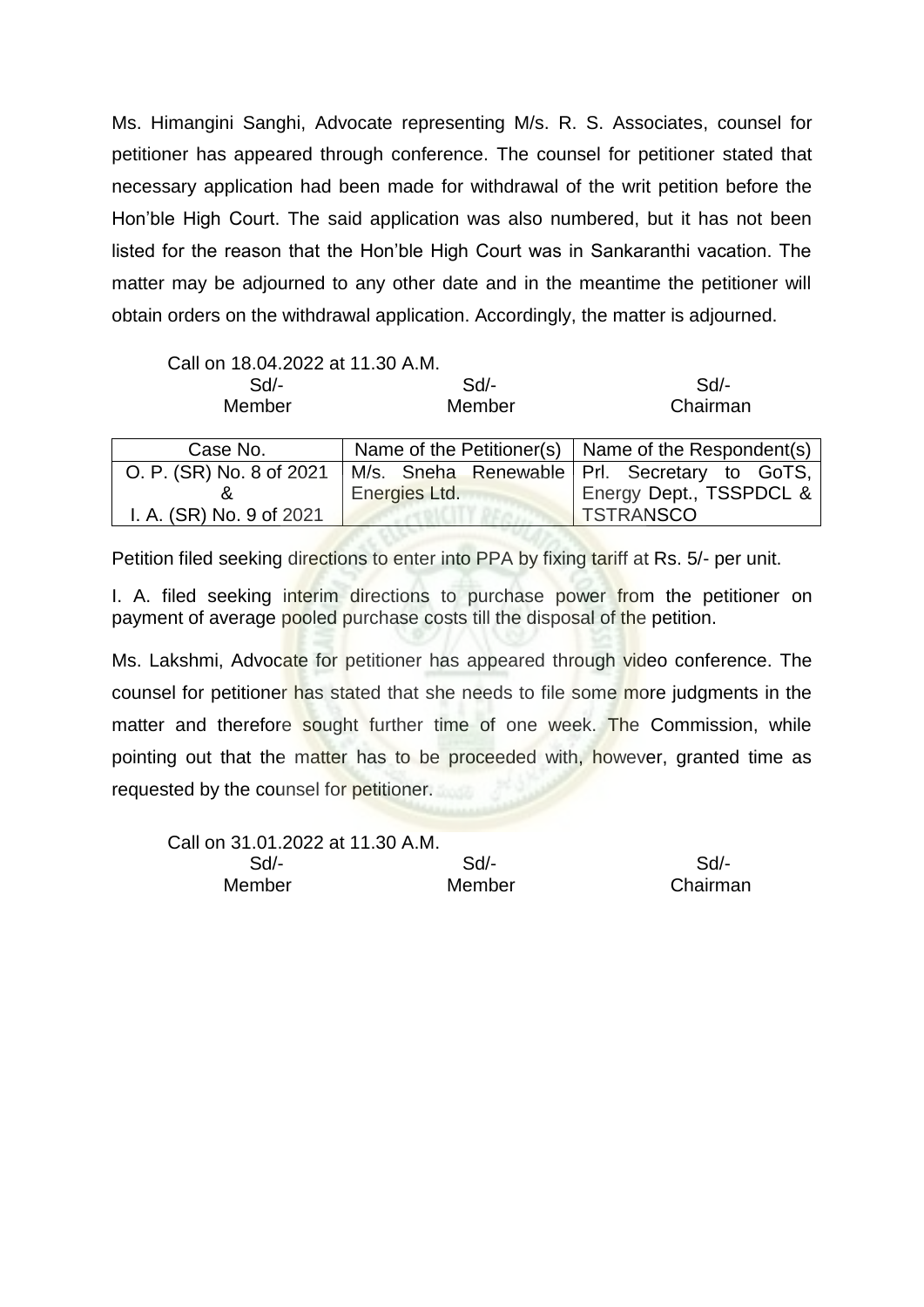Ms. Himangini Sanghi, Advocate representing M/s. R. S. Associates, counsel for petitioner has appeared through conference. The counsel for petitioner stated that necessary application had been made for withdrawal of the writ petition before the Hon'ble High Court. The said application was also numbered, but it has not been listed for the reason that the Hon'ble High Court was in Sankaranthi vacation. The matter may be adjourned to any other date and in the meantime the petitioner will obtain orders on the withdrawal application. Accordingly, the matter is adjourned.

Call on 18.04.2022 at 11.30 A.M.

| Sd/- | Sd/- | Sd/- |
|---|---|---|
| Member | Member | Chairman |

| Case No. | Name of the Petitioner(s) | Name of the Respondent(s) |
|---|---|---|
| O. P. (SR) No. 8 of 2021 & I. A. (SR) No. 9 of 2021 | M/s. Sneha Renewable Energies Ltd. | Prl. Secretary to GoTS, Energy Dept., TSSPDCL & TSTRANSCO |

Petition filed seeking directions to enter into PPA by fixing tariff at Rs. 5/- per unit.

I. A. filed seeking interim directions to purchase power from the petitioner on payment of average pooled purchase costs till the disposal of the petition.

Ms. Lakshmi, Advocate for petitioner has appeared through video conference. The counsel for petitioner has stated that she needs to file some more judgments in the matter and therefore sought further time of one week. The Commission, while pointing out that the matter has to be proceeded with, however, granted time as requested by the counsel for petitioner.

Call on 31.01.2022 at 11.30 A.M.

| Sd/- | Sd/- | Sd/- |
|---|---|---|
| Member | Member | Chairman |